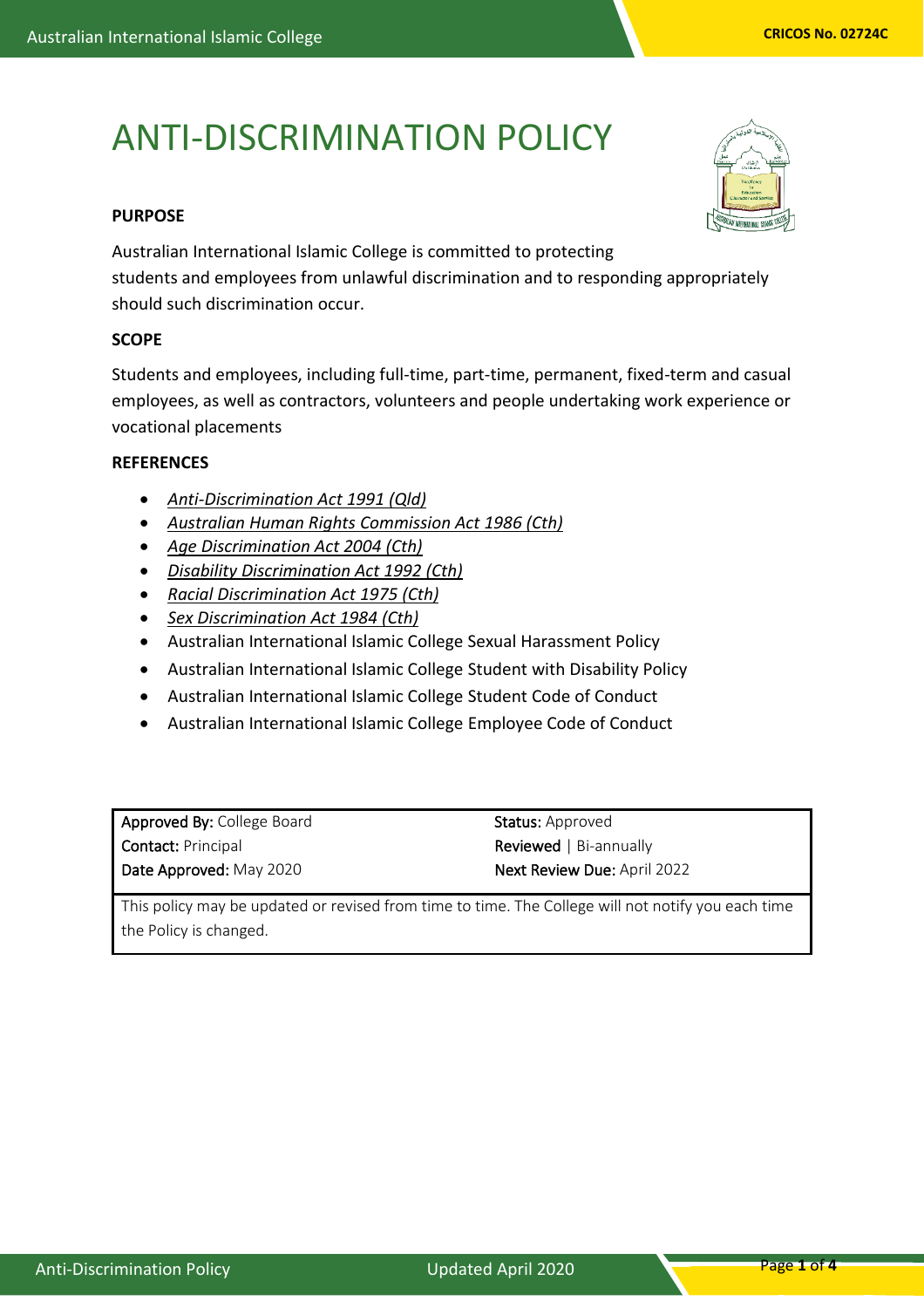# ANTI-DISCRIMINATION POLICY

**PURPOSE**

Australian International Islamic College is committed to protecting students and employees from unlawful discrimination and to responding appropriately should such discrimination occur.

**SCOPE**

Students and employees, including full-time, part-time, permanent, fixed-term and casual employees, as well as contractors, volunteers and people undertaking work experience or vocational placements

**REFERENCES**

- *Anti-Discrimination Act 1991 (Qld)*
- *Australian Human Rights Commission Act 1986 (Cth)*
- *Age Discrimination Act 2004 (Cth)*
- *Disability Discrimination Act 1992 (Cth)*
- *Racial Discrimination Act 1975 (Cth)*
- *Sex Discrimination Act 1984 (Cth)*
- Australian International Islamic College Sexual Harassment Policy
- Australian International Islamic College Student with Disability Policy
- Australian International Islamic College Student Code of Conduct
- Australian International Islamic College Employee Code of Conduct

| **Approved By:** College Board | **Status:** Approved |
|---|---|
| **Contact:** Principal | **Reviewed** \| Bi-annually |
| **Date Approved:** May 2020 | **Next Review Due:** April 2022 |

This policy may be updated or revised from time to time. The College will not notify you each time the Policy is changed.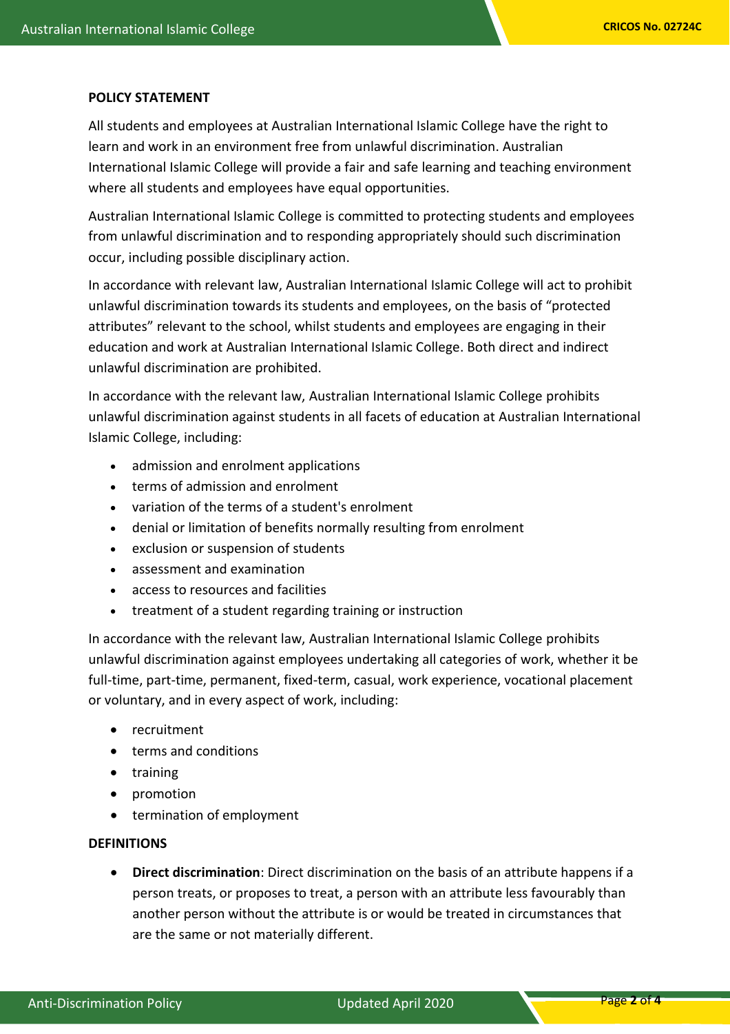**POLICY STATEMENT**

All students and employees at Australian International Islamic College have the right to learn and work in an environment free from unlawful discrimination. Australian International Islamic College will provide a fair and safe learning and teaching environment where all students and employees have equal opportunities.

Australian International Islamic College is committed to protecting students and employees from unlawful discrimination and to responding appropriately should such discrimination occur, including possible disciplinary action.

In accordance with relevant law, Australian International Islamic College will act to prohibit unlawful discrimination towards its students and employees, on the basis of "protected attributes" relevant to the school, whilst students and employees are engaging in their education and work at Australian International Islamic College. Both direct and indirect unlawful discrimination are prohibited.

In accordance with the relevant law, Australian International Islamic College prohibits unlawful discrimination against students in all facets of education at Australian International Islamic College, including:

- admission and enrolment applications
- terms of admission and enrolment
- variation of the terms of a student's enrolment
- denial or limitation of benefits normally resulting from enrolment
- exclusion or suspension of students
- assessment and examination
- access to resources and facilities
- treatment of a student regarding training or instruction

In accordance with the relevant law, Australian International Islamic College prohibits unlawful discrimination against employees undertaking all categories of work, whether it be full-time, part-time, permanent, fixed-term, casual, work experience, vocational placement or voluntary, and in every aspect of work, including:

- recruitment
- terms and conditions
- training
- promotion
- termination of employment

**DEFINITIONS**

- **Direct discrimination**: Direct discrimination on the basis of an attribute happens if a person treats, or proposes to treat, a person with an attribute less favourably than another person without the attribute is or would be treated in circumstances that are the same or not materially different.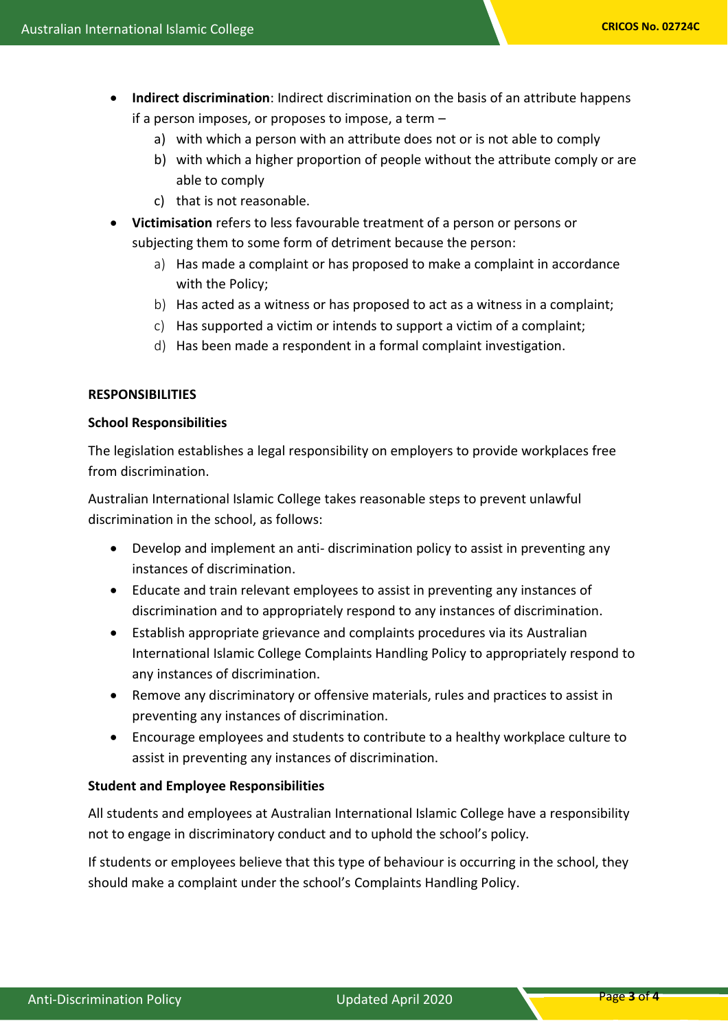- **Indirect discrimination**: Indirect discrimination on the basis of an attribute happens if a person imposes, or proposes to impose, a term –
    a) with which a person with an attribute does not or is not able to comply
    b) with which a higher proportion of people without the attribute comply or are able to comply
    c) that is not reasonable.
- **Victimisation** refers to less favourable treatment of a person or persons or subjecting them to some form of detriment because the person:
    a) Has made a complaint or has proposed to make a complaint in accordance with the Policy;
    b) Has acted as a witness or has proposed to act as a witness in a complaint;
    c) Has supported a victim or intends to support a victim of a complaint;
    d) Has been made a respondent in a formal complaint investigation.

## RESPONSIBILITIES

### School Responsibilities

The legislation establishes a legal responsibility on employers to provide workplaces free from discrimination.

Australian International Islamic College takes reasonable steps to prevent unlawful discrimination in the school, as follows:

- Develop and implement an anti- discrimination policy to assist in preventing any instances of discrimination.
- Educate and train relevant employees to assist in preventing any instances of discrimination and to appropriately respond to any instances of discrimination.
- Establish appropriate grievance and complaints procedures via its Australian International Islamic College Complaints Handling Policy to appropriately respond to any instances of discrimination.
- Remove any discriminatory or offensive materials, rules and practices to assist in preventing any instances of discrimination.
- Encourage employees and students to contribute to a healthy workplace culture to assist in preventing any instances of discrimination.

### Student and Employee Responsibilities

All students and employees at Australian International Islamic College have a responsibility not to engage in discriminatory conduct and to uphold the school's policy.

If students or employees believe that this type of behaviour is occurring in the school, they should make a complaint under the school's Complaints Handling Policy.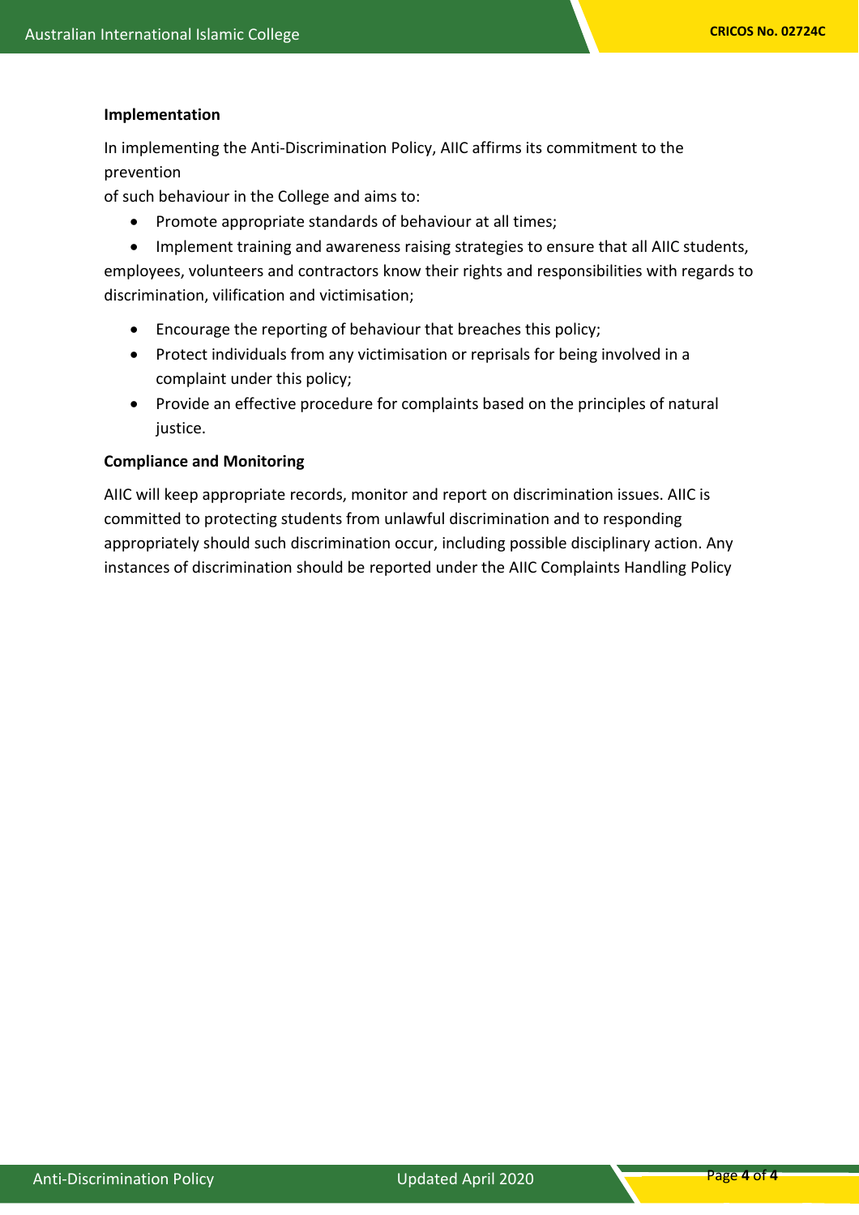**Implementation**

In implementing the Anti-Discrimination Policy, AIIC affirms its commitment to the prevention of such behaviour in the College and aims to:

- Promote appropriate standards of behaviour at all times;
- Implement training and awareness raising strategies to ensure that all AIIC students, employees, volunteers and contractors know their rights and responsibilities with regards to discrimination, vilification and victimisation;
- Encourage the reporting of behaviour that breaches this policy;
- Protect individuals from any victimisation or reprisals for being involved in a complaint under this policy;
- Provide an effective procedure for complaints based on the principles of natural justice.

**Compliance and Monitoring**

AIIC will keep appropriate records, monitor and report on discrimination issues. AIIC is committed to protecting students from unlawful discrimination and to responding appropriately should such discrimination occur, including possible disciplinary action. Any instances of discrimination should be reported under the AIIC Complaints Handling Policy